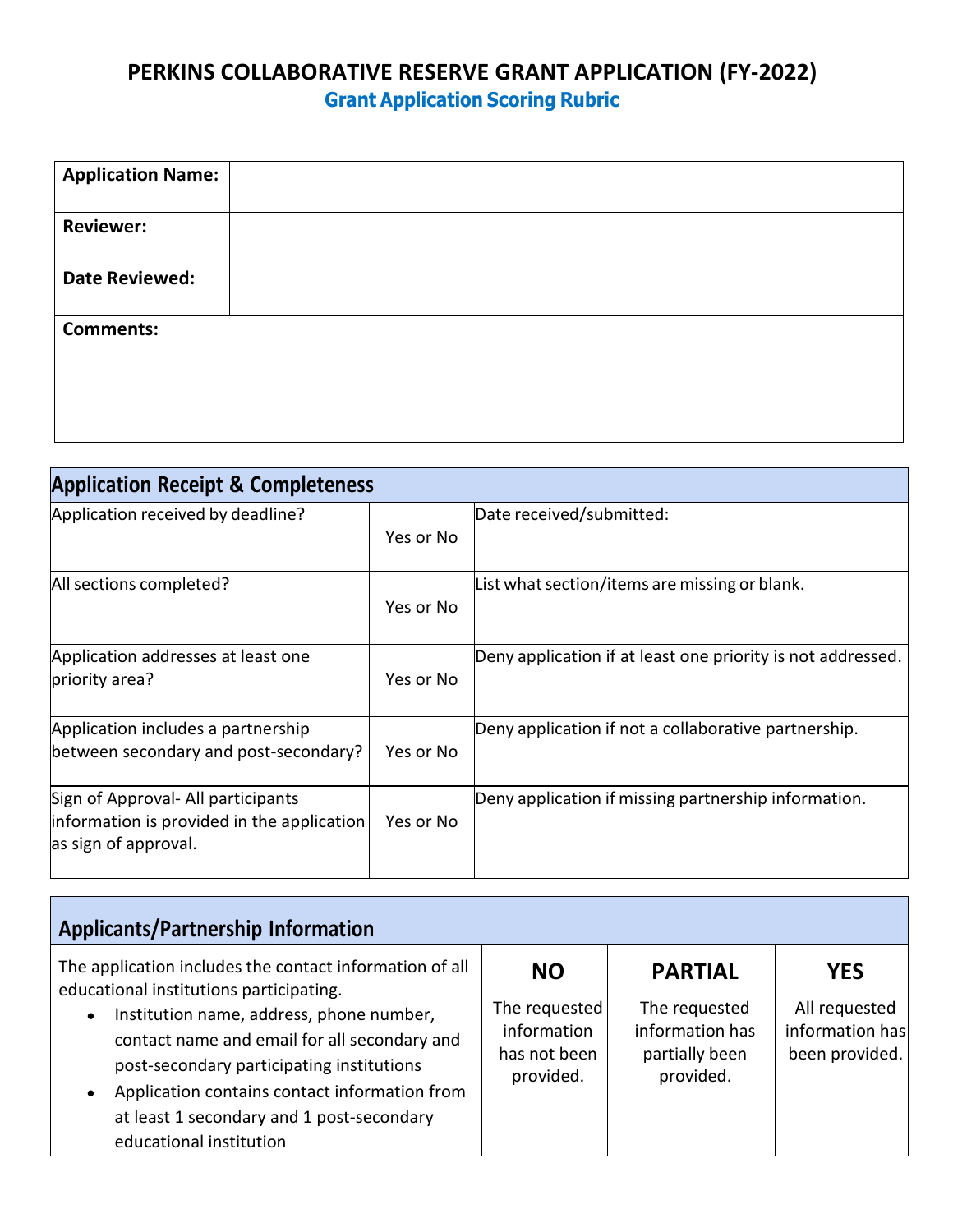# PERKINS COLLABORATIVE RESERVE GRANT APPLICATION (FY-2022)

## Grant Application Scoring Rubric

| **Application Name:** | |
|---|---|
| **Reviewer:** | |
| **Date Reviewed:** | |
| **Comments:** | |

| **Application Receipt & Completeness** | | |
|---|---|---|
| Application received by deadline? | Yes or No | Date received/submitted: |
| All sections completed? | Yes or No | List what section/items are missing or blank. |
| Application addresses at least one priority area? | Yes or No | Deny application if at least one priority is not addressed. |
| Application includes a partnership between secondary and post-secondary? | Yes or No | Deny application if not a collaborative partnership. |
| Sign of Approval- All participants information is provided in the application as sign of approval. | Yes or No | Deny application if missing partnership information. |

| **Applicants/Partnership Information** | **NO** | **PARTIAL** | **YES** |
|---|---|---|---|
| The application includes the contact information of all educational institutions participating.<br>• Institution name, address, phone number, contact name and email for all secondary and post-secondary participating institutions<br>• Application contains contact information from at least 1 secondary and 1 post-secondary educational institution | The requested information has not been provided. | The requested information has partially been provided. | All requested information has been provided. |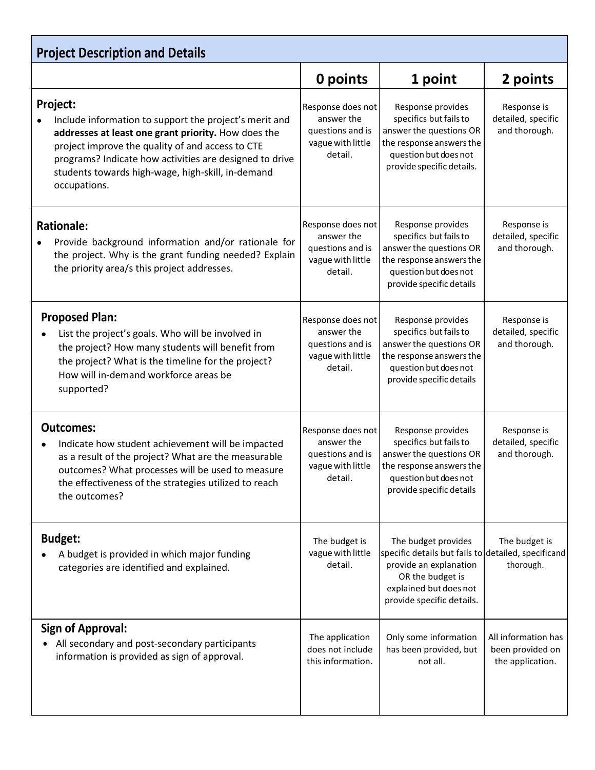## Project Description and Details

| | 0 points | 1 point | 2 points |
|---|---|---|---|
| **Project:**<br>• Include information to support the project's merit and **addresses at least one grant priority.** How does the project improve the quality of and access to CTE programs? Indicate how activities are designed to drive students towards high-wage, high-skill, in-demand occupations. | Response does not answer the questions and is vague with little detail. | Response provides specifics but fails to answer the questions OR the response answers the question but does not provide specific details. | Response is detailed, specific and thorough. |
| **Rationale:**<br>• Provide background information and/or rationale for the project. Why is the grant funding needed? Explain the priority area/s this project addresses. | Response does not answer the questions and is vague with little detail. | Response provides specifics but fails to answer the questions OR the response answers the question but does not provide specific details | Response is detailed, specific and thorough. |
| **Proposed Plan:**<br>• List the project's goals. Who will be involved in the project? How many students will benefit from the project? What is the timeline for the project? How will in-demand workforce areas be supported? | Response does not answer the questions and is vague with little detail. | Response provides specifics but fails to answer the questions OR the response answers the question but does not provide specific details | Response is detailed, specific and thorough. |
| **Outcomes:**<br>• Indicate how student achievement will be impacted as a result of the project? What are the measurable outcomes? What processes will be used to measure the effectiveness of the strategies utilized to reach the outcomes? | Response does not answer the questions and is vague with little detail. | Response provides specifics but fails to answer the questions OR the response answers the question but does not provide specific details | Response is detailed, specific and thorough. |
| **Budget:**<br>• A budget is provided in which major funding categories are identified and explained. | The budget is vague with little detail. | The budget provides specific details but fails to provide an explanation OR the budget is explained but does not provide specific details. | The budget is detailed, specificand thorough. |
| **Sign of Approval:**<br>• All secondary and post-secondary participants information is provided as sign of approval. | The application does not include this information. | Only some information has been provided, but not all. | All information has been provided on the application. |